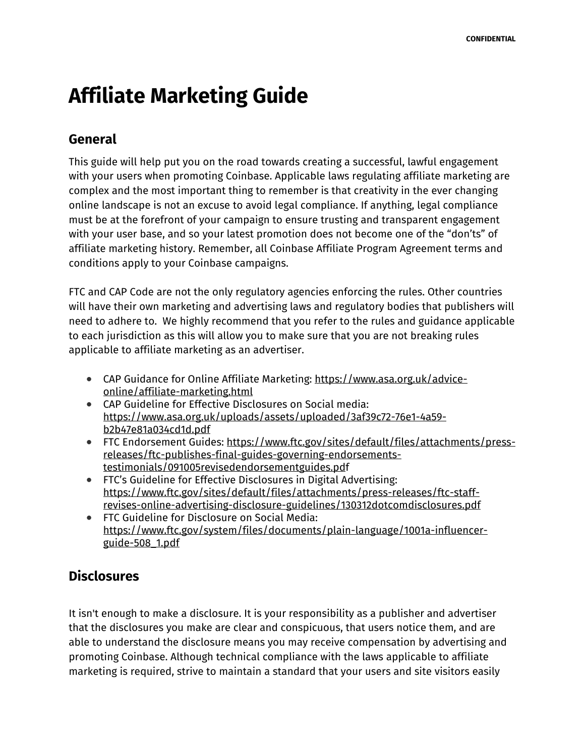CONFIDENTIAL

# Affiliate Marketing Guide

## General

This guide will help put you on the road towards creating a successful, lawful engagement with your users when promoting Coinbase. Applicable laws regulating affiliate marketing are complex and the most important thing to remember is that creativity in the ever changing online landscape is not an excuse to avoid legal compliance. If anything, legal compliance must be at the forefront of your campaign to ensure trusting and transparent engagement with your user base, and so your latest promotion does not become one of the "don'ts" of affiliate marketing history. Remember, all Coinbase Affiliate Program Agreement terms and conditions apply to your Coinbase campaigns.

FTC and CAP Code are not the only regulatory agencies enforcing the rules. Other countries will have their own marketing and advertising laws and regulatory bodies that publishers will need to adhere to. We highly recommend that you refer to the rules and guidance applicable to each jurisdiction as this will allow you to make sure that you are not breaking rules applicable to affiliate marketing as an advertiser.

- CAP Guidance for Online Affiliate Marketing: https://www.asa.org.uk/advice-online/affiliate-marketing.html
- CAP Guideline for Effective Disclosures on Social media: https://www.asa.org.uk/uploads/assets/uploaded/3af39c72-76e1-4a59-b2b47e81a034cd1d.pdf
- FTC Endorsement Guides: https://www.ftc.gov/sites/default/files/attachments/press-releases/ftc-publishes-final-guides-governing-endorsements-testimonials/091005revisedendorsementguides.pdf
- FTC's Guideline for Effective Disclosures in Digital Advertising: https://www.ftc.gov/sites/default/files/attachments/press-releases/ftc-staff-revises-online-advertising-disclosure-guidelines/130312dotcomdisclosures.pdf
- FTC Guideline for Disclosure on Social Media: https://www.ftc.gov/system/files/documents/plain-language/1001a-influencer-guide-508_1.pdf

## Disclosures

It isn't enough to make a disclosure. It is your responsibility as a publisher and advertiser that the disclosures you make are clear and conspicuous, that users notice them, and are able to understand the disclosure means you may receive compensation by advertising and promoting Coinbase. Although technical compliance with the laws applicable to affiliate marketing is required, strive to maintain a standard that your users and site visitors easily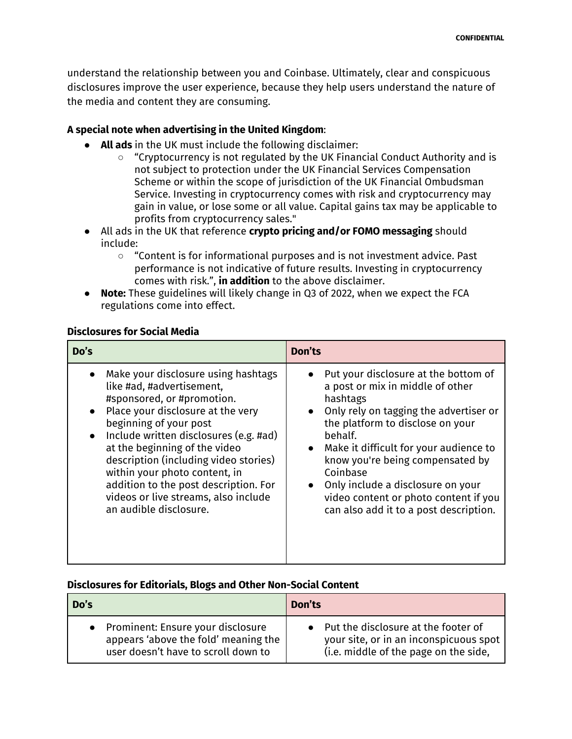understand the relationship between you and Coinbase. Ultimately, clear and conspicuous disclosures improve the user experience, because they help users understand the nature of the media and content they are consuming.

**A special note when advertising in the United Kingdom**:

- **All ads** in the UK must include the following disclaimer:
  - "Cryptocurrency is not regulated by the UK Financial Conduct Authority and is not subject to protection under the UK Financial Services Compensation Scheme or within the scope of jurisdiction of the UK Financial Ombudsman Service. Investing in cryptocurrency comes with risk and cryptocurrency may gain in value, or lose some or all value. Capital gains tax may be applicable to profits from cryptocurrency sales."
- All ads in the UK that reference **crypto pricing and/or FOMO messaging** should include:
  - "Content is for informational purposes and is not investment advice. Past performance is not indicative of future results. Investing in cryptocurrency comes with risk.", **in addition** to the above disclaimer.
- **Note:** These guidelines will likely change in Q3 of 2022, when we expect the FCA regulations come into effect.

**Disclosures for Social Media**

| Do's | Don'ts |
| --- | --- |
| • Make your disclosure using hashtags like #ad, #advertisement, #sponsored, or #promotion.<br>• Place your disclosure at the very beginning of your post<br>• Include written disclosures (e.g. #ad) at the beginning of the video description (including video stories) within your photo content, in addition to the post description. For videos or live streams, also include an audible disclosure. | • Put your disclosure at the bottom of a post or mix in middle of other hashtags<br>• Only rely on tagging the advertiser or the platform to disclose on your behalf.<br>• Make it difficult for your audience to know you're being compensated by Coinbase<br>• Only include a disclosure on your video content or photo content if you can also add it to a post description. |

**Disclosures for Editorials, Blogs and Other Non-Social Content**

| Do's | Don'ts |
| --- | --- |
| • Prominent: Ensure your disclosure appears 'above the fold' meaning the user doesn't have to scroll down to | • Put the disclosure at the footer of your site, or in an inconspicuous spot (i.e. middle of the page on the side, |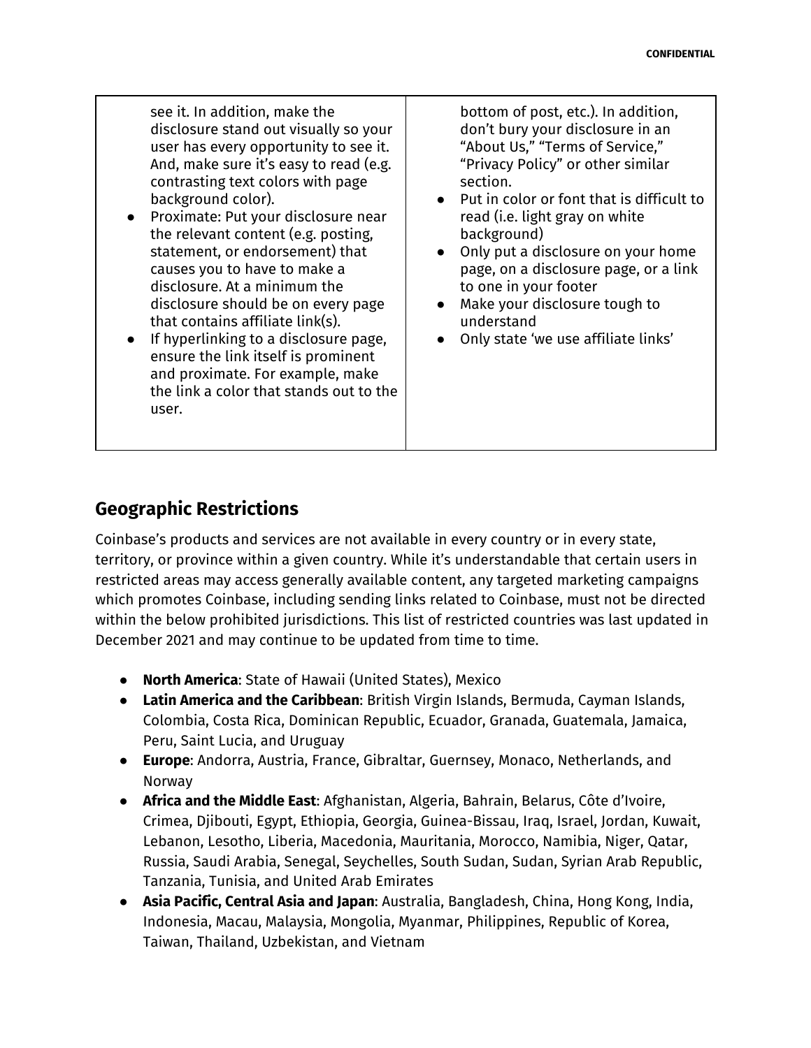| | |
|---|---|
| see it. In addition, make the disclosure stand out visually so your user has every opportunity to see it. And, make sure it's easy to read (e.g. contrasting text colors with page background color).<br>● Proximate: Put your disclosure near the relevant content (e.g. posting, statement, or endorsement) that causes you to have to make a disclosure. At a minimum the disclosure should be on every page that contains affiliate link(s).<br>● If hyperlinking to a disclosure page, ensure the link itself is prominent and proximate. For example, make the link a color that stands out to the user. | bottom of post, etc.). In addition, don't bury your disclosure in an "About Us," "Terms of Service," "Privacy Policy" or other similar section.<br>● Put in color or font that is difficult to read (i.e. light gray on white background)<br>● Only put a disclosure on your home page, on a disclosure page, or a link to one in your footer<br>● Make your disclosure tough to understand<br>● Only state 'we use affiliate links' |

## Geographic Restrictions

Coinbase's products and services are not available in every country or in every state, territory, or province within a given country. While it's understandable that certain users in restricted areas may access generally available content, any targeted marketing campaigns which promotes Coinbase, including sending links related to Coinbase, must not be directed within the below prohibited jurisdictions. This list of restricted countries was last updated in December 2021 and may continue to be updated from time to time.

- **North America**: State of Hawaii (United States), Mexico
- **Latin America and the Caribbean**: British Virgin Islands, Bermuda, Cayman Islands, Colombia, Costa Rica, Dominican Republic, Ecuador, Granada, Guatemala, Jamaica, Peru, Saint Lucia, and Uruguay
- **Europe**: Andorra, Austria, France, Gibraltar, Guernsey, Monaco, Netherlands, and Norway
- **Africa and the Middle East**: Afghanistan, Algeria, Bahrain, Belarus, Côte d'Ivoire, Crimea, Djibouti, Egypt, Ethiopia, Georgia, Guinea-Bissau, Iraq, Israel, Jordan, Kuwait, Lebanon, Lesotho, Liberia, Macedonia, Mauritania, Morocco, Namibia, Niger, Qatar, Russia, Saudi Arabia, Senegal, Seychelles, South Sudan, Sudan, Syrian Arab Republic, Tanzania, Tunisia, and United Arab Emirates
- **Asia Pacific, Central Asia and Japan**: Australia, Bangladesh, China, Hong Kong, India, Indonesia, Macau, Malaysia, Mongolia, Myanmar, Philippines, Republic of Korea, Taiwan, Thailand, Uzbekistan, and Vietnam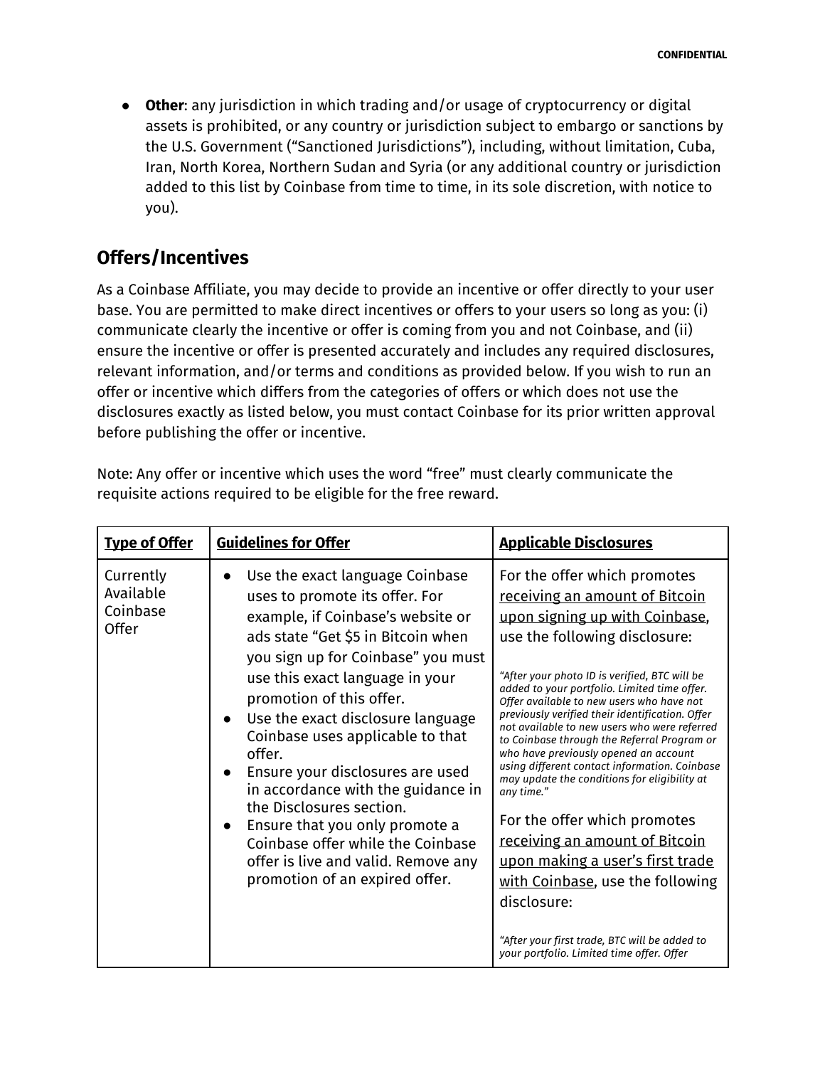- **Other**: any jurisdiction in which trading and/or usage of cryptocurrency or digital assets is prohibited, or any country or jurisdiction subject to embargo or sanctions by the U.S. Government ("Sanctioned Jurisdictions"), including, without limitation, Cuba, Iran, North Korea, Northern Sudan and Syria (or any additional country or jurisdiction added to this list by Coinbase from time to time, in its sole discretion, with notice to you).

## Offers/Incentives

As a Coinbase Affiliate, you may decide to provide an incentive or offer directly to your user base. You are permitted to make direct incentives or offers to your users so long as you: (i) communicate clearly the incentive or offer is coming from you and not Coinbase, and (ii) ensure the incentive or offer is presented accurately and includes any required disclosures, relevant information, and/or terms and conditions as provided below. If you wish to run an offer or incentive which differs from the categories of offers or which does not use the disclosures exactly as listed below, you must contact Coinbase for its prior written approval before publishing the offer or incentive.

Note: Any offer or incentive which uses the word "free" must clearly communicate the requisite actions required to be eligible for the free reward.

| **Type of Offer** | **Guidelines for Offer** | **Applicable Disclosures** |
|---|---|---|
| Currently Available Coinbase Offer | • Use the exact language Coinbase uses to promote its offer. For example, if Coinbase's website or ads state "Get $5 in Bitcoin when you sign up for Coinbase" you must use this exact language in your promotion of this offer.<br>• Use the exact disclosure language Coinbase uses applicable to that offer.<br>• Ensure your disclosures are used in accordance with the guidance in the Disclosures section.<br>• Ensure that you only promote a Coinbase offer while the Coinbase offer is live and valid. Remove any promotion of an expired offer. | For the offer which promotes receiving an amount of Bitcoin upon signing up with Coinbase, use the following disclosure:<br><br>*"After your photo ID is verified, BTC will be added to your portfolio. Limited time offer. Offer available to new users who have not previously verified their identification. Offer not available to new users who were referred to Coinbase through the Referral Program or who have previously opened an account using different contact information. Coinbase may update the conditions for eligibility at any time."*<br><br>For the offer which promotes receiving an amount of Bitcoin upon making a user's first trade with Coinbase, use the following disclosure:<br><br>*"After your first trade, BTC will be added to your portfolio. Limited time offer. Offer* |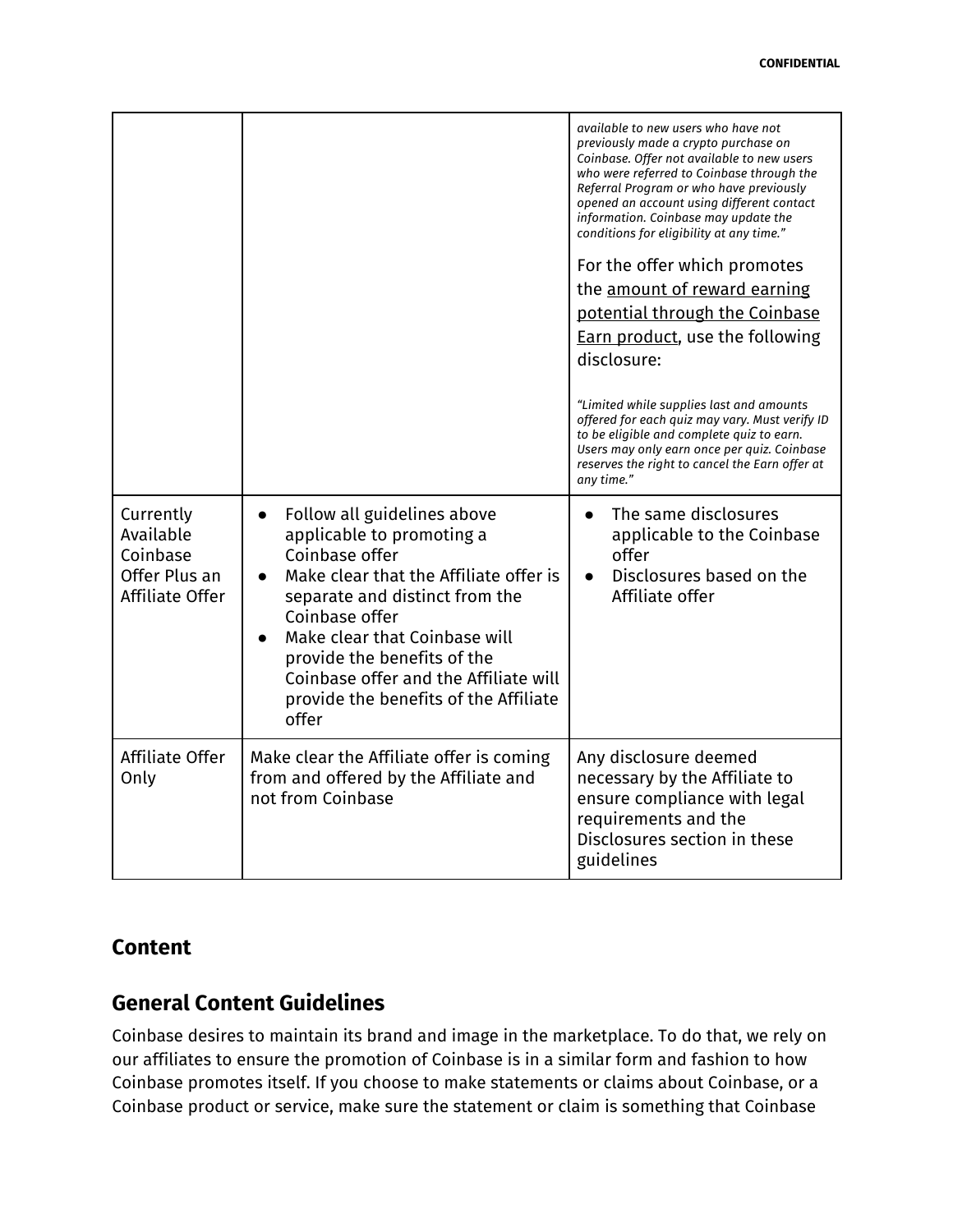| | | |
|---|---|---|
| | | *available to new users who have not previously made a crypto purchase on Coinbase. Offer not available to new users who were referred to Coinbase through the Referral Program or who have previously opened an account using different contact information. Coinbase may update the conditions for eligibility at any time."*<br><br>For the offer which promotes the <u>amount of reward earning potential through the Coinbase Earn product</u>, use the following disclosure:<br><br>*"Limited while supplies last and amounts offered for each quiz may vary. Must verify ID to be eligible and complete quiz to earn. Users may only earn once per quiz. Coinbase reserves the right to cancel the Earn offer at any time."* |
| Currently Available Coinbase Offer Plus an Affiliate Offer | • Follow all guidelines above applicable to promoting a Coinbase offer<br>• Make clear that the Affiliate offer is separate and distinct from the Coinbase offer<br>• Make clear that Coinbase will provide the benefits of the Coinbase offer and the Affiliate will provide the benefits of the Affiliate offer | • The same disclosures applicable to the Coinbase offer<br>• Disclosures based on the Affiliate offer |
| Affiliate Offer Only | Make clear the Affiliate offer is coming from and offered by the Affiliate and not from Coinbase | Any disclosure deemed necessary by the Affiliate to ensure compliance with legal requirements and the Disclosures section in these guidelines |

## Content

## General Content Guidelines

Coinbase desires to maintain its brand and image in the marketplace. To do that, we rely on our affiliates to ensure the promotion of Coinbase is in a similar form and fashion to how Coinbase promotes itself. If you choose to make statements or claims about Coinbase, or a Coinbase product or service, make sure the statement or claim is something that Coinbase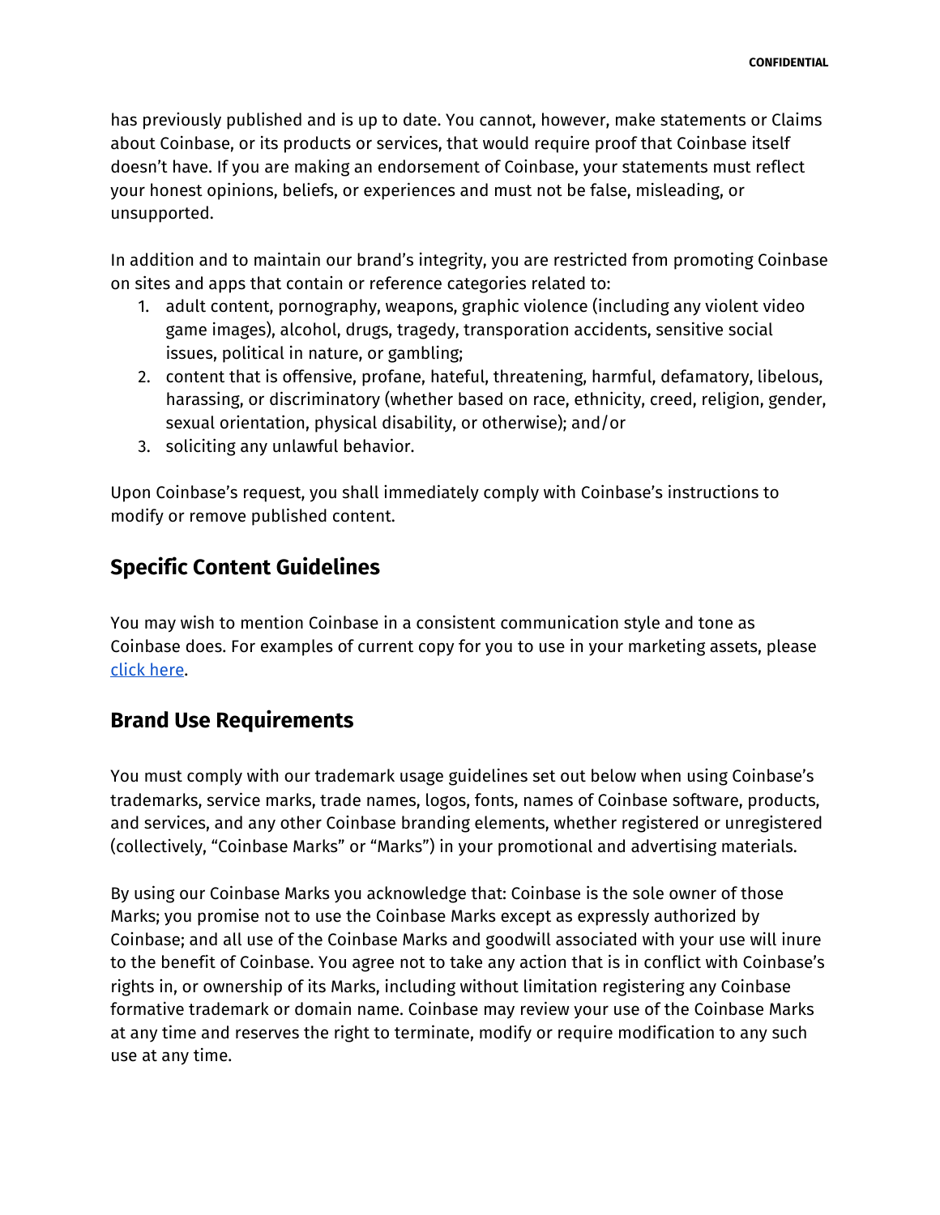has previously published and is up to date. You cannot, however, make statements or Claims about Coinbase, or its products or services, that would require proof that Coinbase itself doesn't have. If you are making an endorsement of Coinbase, your statements must reflect your honest opinions, beliefs, or experiences and must not be false, misleading, or unsupported.

In addition and to maintain our brand's integrity, you are restricted from promoting Coinbase on sites and apps that contain or reference categories related to:

1. adult content, pornography, weapons, graphic violence (including any violent video game images), alcohol, drugs, tragedy, transporation accidents, sensitive social issues, political in nature, or gambling;
2. content that is offensive, profane, hateful, threatening, harmful, defamatory, libelous, harassing, or discriminatory (whether based on race, ethnicity, creed, religion, gender, sexual orientation, physical disability, or otherwise); and/or
3. soliciting any unlawful behavior.

Upon Coinbase's request, you shall immediately comply with Coinbase's instructions to modify or remove published content.

## Specific Content Guidelines

You may wish to mention Coinbase in a consistent communication style and tone as Coinbase does. For examples of current copy for you to use in your marketing assets, please click here.

## Brand Use Requirements

You must comply with our trademark usage guidelines set out below when using Coinbase's trademarks, service marks, trade names, logos, fonts, names of Coinbase software, products, and services, and any other Coinbase branding elements, whether registered or unregistered (collectively, "Coinbase Marks" or "Marks") in your promotional and advertising materials.

By using our Coinbase Marks you acknowledge that: Coinbase is the sole owner of those Marks; you promise not to use the Coinbase Marks except as expressly authorized by Coinbase; and all use of the Coinbase Marks and goodwill associated with your use will inure to the benefit of Coinbase. You agree not to take any action that is in conflict with Coinbase's rights in, or ownership of its Marks, including without limitation registering any Coinbase formative trademark or domain name. Coinbase may review your use of the Coinbase Marks at any time and reserves the right to terminate, modify or require modification to any such use at any time.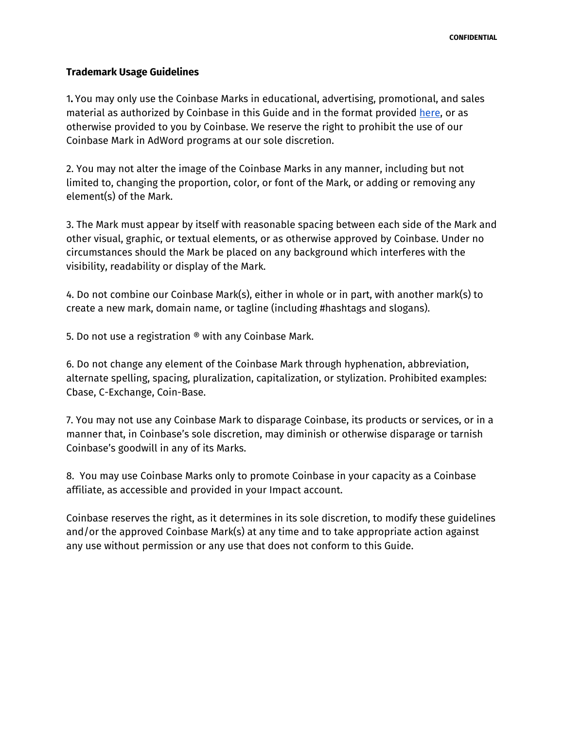**Trademark Usage Guidelines**

1. You may only use the Coinbase Marks in educational, advertising, promotional, and sales material as authorized by Coinbase in this Guide and in the format provided here, or as otherwise provided to you by Coinbase. We reserve the right to prohibit the use of our Coinbase Mark in AdWord programs at our sole discretion.

2. You may not alter the image of the Coinbase Marks in any manner, including but not limited to, changing the proportion, color, or font of the Mark, or adding or removing any element(s) of the Mark.

3. The Mark must appear by itself with reasonable spacing between each side of the Mark and other visual, graphic, or textual elements, or as otherwise approved by Coinbase. Under no circumstances should the Mark be placed on any background which interferes with the visibility, readability or display of the Mark.

4. Do not combine our Coinbase Mark(s), either in whole or in part, with another mark(s) to create a new mark, domain name, or tagline (including #hashtags and slogans).

5. Do not use a registration ® with any Coinbase Mark.

6. Do not change any element of the Coinbase Mark through hyphenation, abbreviation, alternate spelling, spacing, pluralization, capitalization, or stylization. Prohibited examples: Cbase, C-Exchange, Coin-Base.

7. You may not use any Coinbase Mark to disparage Coinbase, its products or services, or in a manner that, in Coinbase's sole discretion, may diminish or otherwise disparage or tarnish Coinbase's goodwill in any of its Marks.

8. You may use Coinbase Marks only to promote Coinbase in your capacity as a Coinbase affiliate, as accessible and provided in your Impact account.

Coinbase reserves the right, as it determines in its sole discretion, to modify these guidelines and/or the approved Coinbase Mark(s) at any time and to take appropriate action against any use without permission or any use that does not conform to this Guide.